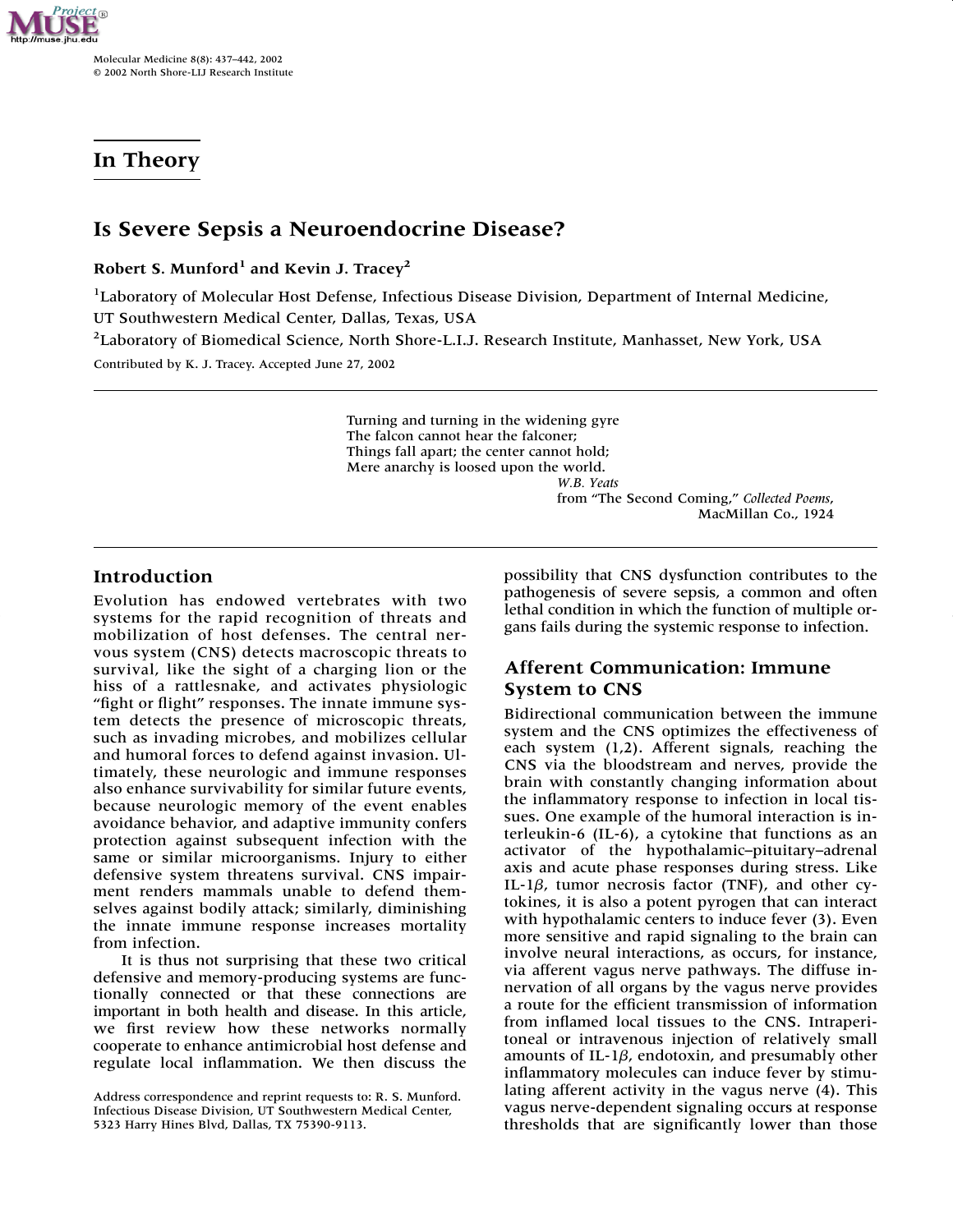## In Theory

# Is Severe Sepsis a Neuroendocrine Disease?

**Robert S. Munford[1] and Kevin J. Tracey[2]**

[1]Laboratory of Molecular Host Defense, Infectious Disease Division, Department of Internal Medicine, UT Southwestern Medical Center, Dallas, Texas, USA

[2]Laboratory of Biomedical Science, North Shore-L.I.J. Research Institute, Manhasset, New York, USA

Contributed by K. J. Tracey. Accepted June 27, 2002

---

> Turning and turning in the widening gyre
> The falcon cannot hear the falconer;
> Things fall apart; the center cannot hold;
> Mere anarchy is loosed upon the world.
>
> *W.B. Yeats*
> from "The Second Coming," *Collected Poems*,
> MacMillan Co., 1924

---

## Introduction

Evolution has endowed vertebrates with two systems for the rapid recognition of threats and mobilization of host defenses. The central nervous system (CNS) detects macroscopic threats to survival, like the sight of a charging lion or the hiss of a rattlesnake, and activates physiologic "fight or flight" responses. The innate immune system detects the presence of microscopic threats, such as invading microbes, and mobilizes cellular and humoral forces to defend against invasion. Ultimately, these neurologic and immune responses also enhance survivability for similar future events, because neurologic memory of the event enables avoidance behavior, and adaptive immunity confers protection against subsequent infection with the same or similar microorganisms. Injury to either defensive system threatens survival. CNS impairment renders mammals unable to defend themselves against bodily attack; similarly, diminishing the innate immune response increases mortality from infection.

It is thus not surprising that these two critical defensive and memory-producing systems are functionally connected or that these connections are important in both health and disease. In this article, we first review how these networks normally cooperate to enhance antimicrobial host defense and regulate local inflammation. We then discuss the possibility that CNS dysfunction contributes to the pathogenesis of severe sepsis, a common and often lethal condition in which the function of multiple organs fails during the systemic response to infection.

Address correspondence and reprint requests to: R. S. Munford. Infectious Disease Division, UT Southwestern Medical Center, 5323 Harry Hines Blvd, Dallas, TX 75390-9113.

## Afferent Communication: Immune System to CNS

Bidirectional communication between the immune system and the CNS optimizes the effectiveness of each system (1,2). Afferent signals, reaching the CNS via the bloodstream and nerves, provide the brain with constantly changing information about the inflammatory response to infection in local tissues. One example of the humoral interaction is interleukin-6 (IL-6), a cytokine that functions as an activator of the hypothalamic–pituitary–adrenal axis and acute phase responses during stress. Like IL-1$\beta$, tumor necrosis factor (TNF), and other cytokines, it is also a potent pyrogen that can interact with hypothalamic centers to induce fever (3). Even more sensitive and rapid signaling to the brain can involve neural interactions, as occurs, for instance, via afferent vagus nerve pathways. The diffuse innervation of all organs by the vagus nerve provides a route for the efficient transmission of information from inflamed local tissues to the CNS. Intraperitoneal or intravenous injection of relatively small amounts of IL-1$\beta$, endotoxin, and presumably other inflammatory molecules can induce fever by stimulating afferent activity in the vagus nerve (4). This vagus nerve-dependent signaling occurs at response thresholds that are significantly lower than those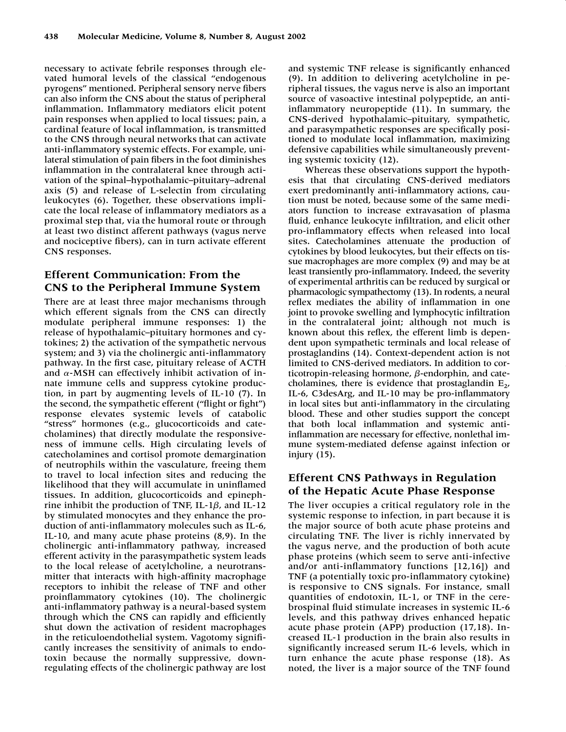necessary to activate febrile responses through elevated humoral levels of the classical "endogenous pyrogens" mentioned. Peripheral sensory nerve fibers can also inform the CNS about the status of peripheral inflammation. Inflammatory mediators elicit potent pain responses when applied to local tissues; pain, a cardinal feature of local inflammation, is transmitted to the CNS through neural networks that can activate anti-inflammatory systemic effects. For example, unilateral stimulation of pain fibers in the foot diminishes inflammation in the contralateral knee through activation of the spinal–hypothalamic–pituitary–adrenal axis (5) and release of L-selectin from circulating leukocytes (6). Together, these observations implicate the local release of inflammatory mediators as a proximal step that, via the humoral route or through at least two distinct afferent pathways (vagus nerve and nociceptive fibers), can in turn activate efferent CNS responses.

## Efferent Communication: From the CNS to the Peripheral Immune System

There are at least three major mechanisms through which efferent signals from the CNS can directly modulate peripheral immune responses: 1) the release of hypothalamic–pituitary hormones and cytokines; 2) the activation of the sympathetic nervous system; and 3) via the cholinergic anti-inflammatory pathway. In the first case, pituitary release of ACTH and $\alpha$-MSH can effectively inhibit activation of innate immune cells and suppress cytokine production, in part by augmenting levels of IL-10 (7). In the second, the sympathetic efferent ("flight or fight") response elevates systemic levels of catabolic "stress" hormones (e.g., glucocorticoids and catecholamines) that directly modulate the responsiveness of immune cells. High circulating levels of catecholamines and cortisol promote demargination of neutrophils within the vasculature, freeing them to travel to local infection sites and reducing the likelihood that they will accumulate in uninflamed tissues. In addition, glucocorticoids and epinephrine inhibit the production of TNF, IL-1$\beta$, and IL-12 by stimulated monocytes and they enhance the production of anti-inflammatory molecules such as IL-6, IL-10, and acute phase proteins (8,9). In the cholinergic anti-inflammatory pathway, increased efferent activity in the parasympathetic system leads to the local release of acetylcholine, a neurotransmitter that interacts with high-affinity macrophage receptors to inhibit the release of TNF and other proinflammatory cytokines (10). The cholinergic anti-inflammatory pathway is a neural-based system through which the CNS can rapidly and efficiently shut down the activation of resident macrophages in the reticuloendothelial system. Vagotomy significantly increases the sensitivity of animals to endotoxin because the normally suppressive, down-regulating effects of the cholinergic pathway are lost and systemic TNF release is significantly enhanced (9). In addition to delivering acetylcholine in peripheral tissues, the vagus nerve is also an important source of vasoactive intestinal polypeptide, an anti-inflammatory neuropeptide (11). In summary, the CNS-derived hypothalamic–pituitary, sympathetic, and parasympathetic responses are specifically positioned to modulate local inflammation, maximizing defensive capabilities while simultaneously preventing systemic toxicity (12).

Whereas these observations support the hypothesis that that circulating CNS-derived mediators exert predominantly anti-inflammatory actions, caution must be noted, because some of the same mediators function to increase extravasation of plasma fluid, enhance leukocyte infiltration, and elicit other pro-inflammatory effects when released into local sites. Catecholamines attenuate the production of cytokines by blood leukocytes, but their effects on tissue macrophages are more complex (9) and may be at least transiently pro-inflammatory. Indeed, the severity of experimental arthritis can be reduced by surgical or pharmacologic sympathectomy (13). In rodents, a neural reflex mediates the ability of inflammation in one joint to provoke swelling and lymphocytic infiltration in the contralateral joint; although not much is known about this reflex, the efferent limb is dependent upon sympathetic terminals and local release of prostaglandins (14). Context-dependent action is not limited to CNS-derived mediators. In addition to corticotropin-releasing hormone, $\beta$-endorphin, and catecholamines, there is evidence that prostaglandin $E_2$, IL-6, C3desArg, and IL-10 may be pro-inflammatory in local sites but anti-inflammatory in the circulating blood. These and other studies support the concept that both local inflammation and systemic anti-inflammation are necessary for effective, nonlethal immune system-mediated defense against infection or injury (15).

## Efferent CNS Pathways in Regulation of the Hepatic Acute Phase Response

The liver occupies a critical regulatory role in the systemic response to infection, in part because it is the major source of both acute phase proteins and circulating TNF. The liver is richly innervated by the vagus nerve, and the production of both acute phase proteins (which seem to serve anti-infective and/or anti-inflammatory functions [12,16]) and TNF (a potentially toxic pro-inflammatory cytokine) is responsive to CNS signals. For instance, small quantities of endotoxin, IL-1, or TNF in the cerebrospinal fluid stimulate increases in systemic IL-6 levels, and this pathway drives enhanced hepatic acute phase protein (APP) production (17,18). Increased IL-1 production in the brain also results in significantly increased serum IL-6 levels, which in turn enhance the acute phase response (18). As noted, the liver is a major source of the TNF found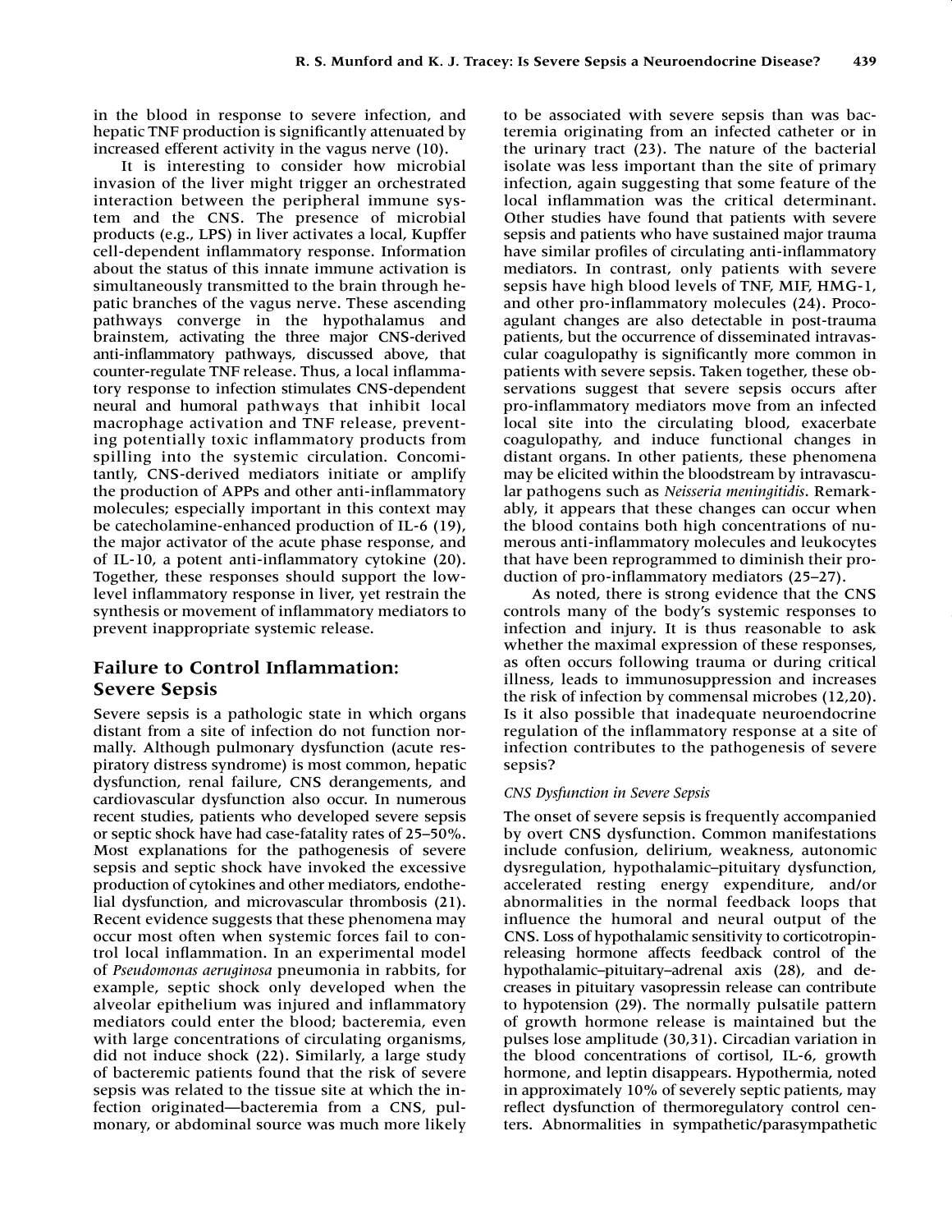in the blood in response to severe infection, and hepatic TNF production is significantly attenuated by increased efferent activity in the vagus nerve (10).

It is interesting to consider how microbial invasion of the liver might trigger an orchestrated interaction between the peripheral immune system and the CNS. The presence of microbial products (e.g., LPS) in liver activates a local, Kupffer cell-dependent inflammatory response. Information about the status of this innate immune activation is simultaneously transmitted to the brain through hepatic branches of the vagus nerve. These ascending pathways converge in the hypothalamus and brainstem, activating the three major CNS-derived anti-inflammatory pathways, discussed above, that counter-regulate TNF release. Thus, a local inflammatory response to infection stimulates CNS-dependent neural and humoral pathways that inhibit local macrophage activation and TNF release, preventing potentially toxic inflammatory products from spilling into the systemic circulation. Concomitantly, CNS-derived mediators initiate or amplify the production of APPs and other anti-inflammatory molecules; especially important in this context may be catecholamine-enhanced production of IL-6 (19), the major activator of the acute phase response, and of IL-10, a potent anti-inflammatory cytokine (20). Together, these responses should support the low-level inflammatory response in liver, yet restrain the synthesis or movement of inflammatory mediators to prevent inappropriate systemic release.

## Failure to Control Inflammation: Severe Sepsis

Severe sepsis is a pathologic state in which organs distant from a site of infection do not function normally. Although pulmonary dysfunction (acute respiratory distress syndrome) is most common, hepatic dysfunction, renal failure, CNS derangements, and cardiovascular dysfunction also occur. In numerous recent studies, patients who developed severe sepsis or septic shock have had case-fatality rates of 25–50%. Most explanations for the pathogenesis of severe sepsis and septic shock have invoked the excessive production of cytokines and other mediators, endothelial dysfunction, and microvascular thrombosis (21). Recent evidence suggests that these phenomena may occur most often when systemic forces fail to control local inflammation. In an experimental model of *Pseudomonas aeruginosa* pneumonia in rabbits, for example, septic shock only developed when the alveolar epithelium was injured and inflammatory mediators could enter the blood; bacteremia, even with large concentrations of circulating organisms, did not induce shock (22). Similarly, a large study of bacteremic patients found that the risk of severe sepsis was related to the tissue site at which the infection originated—bacteremia from a CNS, pulmonary, or abdominal source was much more likely to be associated with severe sepsis than was bacteremia originating from an infected catheter or in the urinary tract (23). The nature of the bacterial isolate was less important than the site of primary infection, again suggesting that some feature of the local inflammation was the critical determinant. Other studies have found that patients with severe sepsis and patients who have sustained major trauma have similar profiles of circulating anti-inflammatory mediators. In contrast, only patients with severe sepsis have high blood levels of TNF, MIF, HMG-1, and other pro-inflammatory molecules (24). Procoagulant changes are also detectable in post-trauma patients, but the occurrence of disseminated intravascular coagulopathy is significantly more common in patients with severe sepsis. Taken together, these observations suggest that severe sepsis occurs after pro-inflammatory mediators move from an infected local site into the circulating blood, exacerbate coagulopathy, and induce functional changes in distant organs. In other patients, these phenomena may be elicited within the bloodstream by intravascular pathogens such as *Neisseria meningitidis*. Remarkably, it appears that these changes can occur when the blood contains both high concentrations of numerous anti-inflammatory molecules and leukocytes that have been reprogrammed to diminish their production of pro-inflammatory mediators (25–27).

As noted, there is strong evidence that the CNS controls many of the body's systemic responses to infection and injury. It is thus reasonable to ask whether the maximal expression of these responses, as often occurs following trauma or during critical illness, leads to immunosuppression and increases the risk of infection by commensal microbes (12,20). Is it also possible that inadequate neuroendocrine regulation of the inflammatory response at a site of infection contributes to the pathogenesis of severe sepsis?

### *CNS Dysfunction in Severe Sepsis*

The onset of severe sepsis is frequently accompanied by overt CNS dysfunction. Common manifestations include confusion, delirium, weakness, autonomic dysregulation, hypothalamic–pituitary dysfunction, accelerated resting energy expenditure, and/or abnormalities in the normal feedback loops that influence the humoral and neural output of the CNS. Loss of hypothalamic sensitivity to corticotropin-releasing hormone affects feedback control of the hypothalamic–pituitary–adrenal axis (28), and decreases in pituitary vasopressin release can contribute to hypotension (29). The normally pulsatile pattern of growth hormone release is maintained but the pulses lose amplitude (30,31). Circadian variation in the blood concentrations of cortisol, IL-6, growth hormone, and leptin disappears. Hypothermia, noted in approximately 10% of severely septic patients, may reflect dysfunction of thermoregulatory control centers. Abnormalities in sympathetic/parasympathetic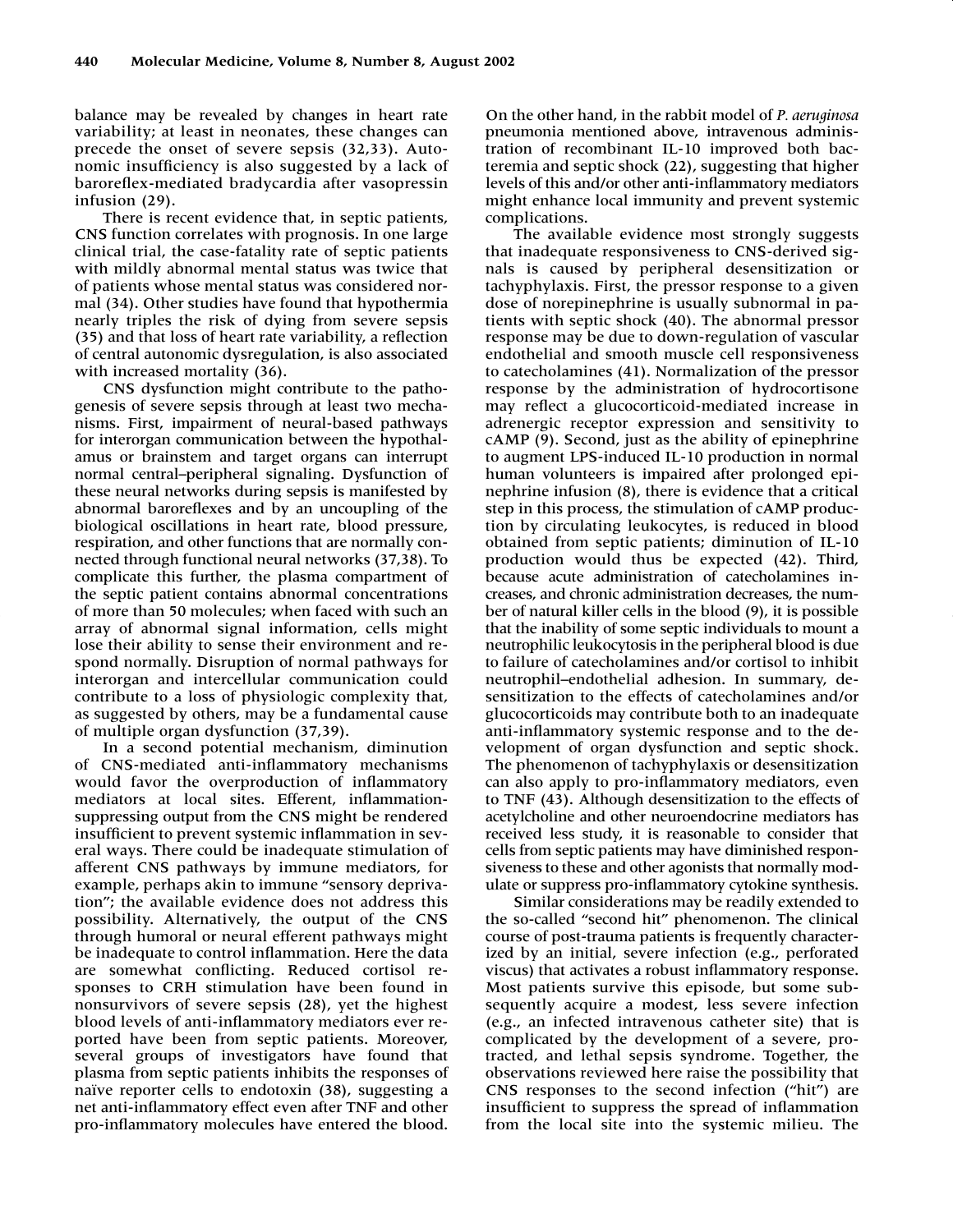balance may be revealed by changes in heart rate variability; at least in neonates, these changes can precede the onset of severe sepsis (32,33). Autonomic insufficiency is also suggested by a lack of baroreflex-mediated bradycardia after vasopressin infusion (29).

There is recent evidence that, in septic patients, CNS function correlates with prognosis. In one large clinical trial, the case-fatality rate of septic patients with mildly abnormal mental status was twice that of patients whose mental status was considered normal (34). Other studies have found that hypothermia nearly triples the risk of dying from severe sepsis (35) and that loss of heart rate variability, a reflection of central autonomic dysregulation, is also associated with increased mortality (36).

CNS dysfunction might contribute to the pathogenesis of severe sepsis through at least two mechanisms. First, impairment of neural-based pathways for interorgan communication between the hypothalamus or brainstem and target organs can interrupt normal central–peripheral signaling. Dysfunction of these neural networks during sepsis is manifested by abnormal baroreflexes and by an uncoupling of the biological oscillations in heart rate, blood pressure, respiration, and other functions that are normally connected through functional neural networks (37,38). To complicate this further, the plasma compartment of the septic patient contains abnormal concentrations of more than 50 molecules; when faced with such an array of abnormal signal information, cells might lose their ability to sense their environment and respond normally. Disruption of normal pathways for interorgan and intercellular communication could contribute to a loss of physiologic complexity that, as suggested by others, may be a fundamental cause of multiple organ dysfunction (37,39).

In a second potential mechanism, diminution of CNS-mediated anti-inflammatory mechanisms would favor the overproduction of inflammatory mediators at local sites. Efferent, inflammation-suppressing output from the CNS might be rendered insufficient to prevent systemic inflammation in several ways. There could be inadequate stimulation of afferent CNS pathways by immune mediators, for example, perhaps akin to immune "sensory deprivation"; the available evidence does not address this possibility. Alternatively, the output of the CNS through humoral or neural efferent pathways might be inadequate to control inflammation. Here the data are somewhat conflicting. Reduced cortisol responses to CRH stimulation have been found in nonsurvivors of severe sepsis (28), yet the highest blood levels of anti-inflammatory mediators ever reported have been from septic patients. Moreover, several groups of investigators have found that plasma from septic patients inhibits the responses of naïve reporter cells to endotoxin (38), suggesting a net anti-inflammatory effect even after TNF and other pro-inflammatory molecules have entered the blood. On the other hand, in the rabbit model of *P. aeruginosa* pneumonia mentioned above, intravenous administration of recombinant IL-10 improved both bacteremia and septic shock (22), suggesting that higher levels of this and/or other anti-inflammatory mediators might enhance local immunity and prevent systemic complications.

The available evidence most strongly suggests that inadequate responsiveness to CNS-derived signals is caused by peripheral desensitization or tachyphylaxis. First, the pressor response to a given dose of norepinephrine is usually subnormal in patients with septic shock (40). The abnormal pressor response may be due to down-regulation of vascular endothelial and smooth muscle cell responsiveness to catecholamines (41). Normalization of the pressor response by the administration of hydrocortisone may reflect a glucocorticoid-mediated increase in adrenergic receptor expression and sensitivity to cAMP (9). Second, just as the ability of epinephrine to augment LPS-induced IL-10 production in normal human volunteers is impaired after prolonged epinephrine infusion (8), there is evidence that a critical step in this process, the stimulation of cAMP production by circulating leukocytes, is reduced in blood obtained from septic patients; diminution of IL-10 production would thus be expected (42). Third, because acute administration of catecholamines increases, and chronic administration decreases, the number of natural killer cells in the blood (9), it is possible that the inability of some septic individuals to mount a neutrophilic leukocytosis in the peripheral blood is due to failure of catecholamines and/or cortisol to inhibit neutrophil–endothelial adhesion. In summary, desensitization to the effects of catecholamines and/or glucocorticoids may contribute both to an inadequate anti-inflammatory systemic response and to the development of organ dysfunction and septic shock. The phenomenon of tachyphylaxis or desensitization can also apply to pro-inflammatory mediators, even to TNF (43). Although desensitization to the effects of acetylcholine and other neuroendocrine mediators has received less study, it is reasonable to consider that cells from septic patients may have diminished responsiveness to these and other agonists that normally modulate or suppress pro-inflammatory cytokine synthesis.

Similar considerations may be readily extended to the so-called "second hit" phenomenon. The clinical course of post-trauma patients is frequently characterized by an initial, severe infection (e.g., perforated viscus) that activates a robust inflammatory response. Most patients survive this episode, but some subsequently acquire a modest, less severe infection (e.g., an infected intravenous catheter site) that is complicated by the development of a severe, protracted, and lethal sepsis syndrome. Together, the observations reviewed here raise the possibility that CNS responses to the second infection ("hit") are insufficient to suppress the spread of inflammation from the local site into the systemic milieu. The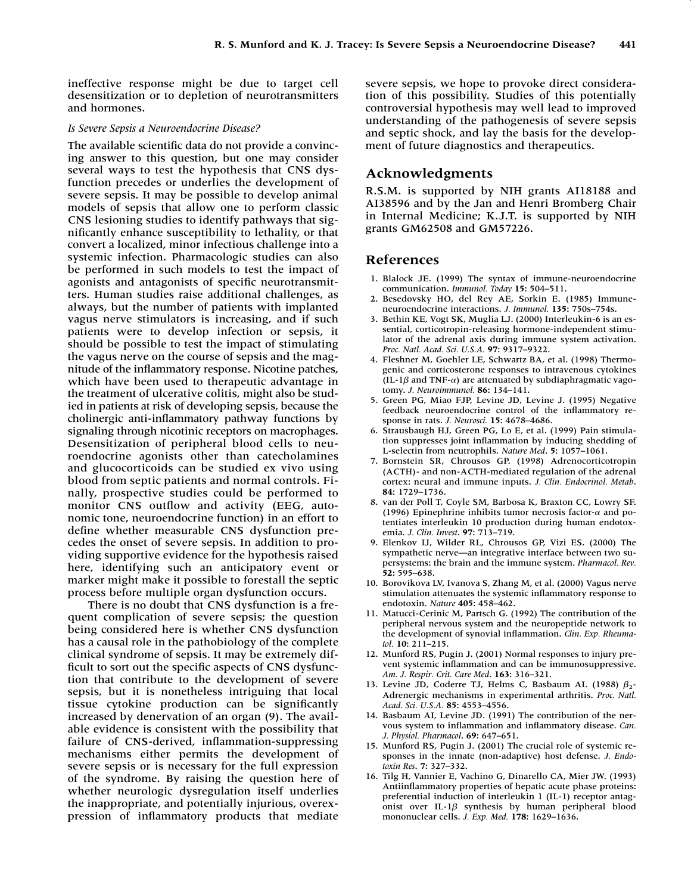ineffective response might be due to target cell desensitization or to depletion of neurotransmitters and hormones.

### *Is Severe Sepsis a Neuroendocrine Disease?*

The available scientific data do not provide a convincing answer to this question, but one may consider several ways to test the hypothesis that CNS dysfunction precedes or underlies the development of severe sepsis. It may be possible to develop animal models of sepsis that allow one to perform classic CNS lesioning studies to identify pathways that significantly enhance susceptibility to lethality, or that convert a localized, minor infectious challenge into a systemic infection. Pharmacologic studies can also be performed in such models to test the impact of agonists and antagonists of specific neurotransmitters. Human studies raise additional challenges, as always, but the number of patients with implanted vagus nerve stimulators is increasing, and if such patients were to develop infection or sepsis, it should be possible to test the impact of stimulating the vagus nerve on the course of sepsis and the magnitude of the inflammatory response. Nicotine patches, which have been used to therapeutic advantage in the treatment of ulcerative colitis, might also be studied in patients at risk of developing sepsis, because the cholinergic anti-inflammatory pathway functions by signaling through nicotinic receptors on macrophages. Desensitization of peripheral blood cells to neuroendocrine agonists other than catecholamines and glucocorticoids can be studied ex vivo using blood from septic patients and normal controls. Finally, prospective studies could be performed to monitor CNS outflow and activity (EEG, autonomic tone, neuroendocrine function) in an effort to define whether measurable CNS dysfunction precedes the onset of severe sepsis. In addition to providing supportive evidence for the hypothesis raised here, identifying such an anticipatory event or marker might make it possible to forestall the septic process before multiple organ dysfunction occurs.

There is no doubt that CNS dysfunction is a frequent complication of severe sepsis; the question being considered here is whether CNS dysfunction has a causal role in the pathobiology of the complete clinical syndrome of sepsis. It may be extremely difficult to sort out the specific aspects of CNS dysfunction that contribute to the development of severe sepsis, but it is nonetheless intriguing that local tissue cytokine production can be significantly increased by denervation of an organ (9). The available evidence is consistent with the possibility that failure of CNS-derived, inflammation-suppressing mechanisms either permits the development of severe sepsis or is necessary for the full expression of the syndrome. By raising the question here of whether neurologic dysregulation itself underlies the inappropriate, and potentially injurious, overexpression of inflammatory products that mediate severe sepsis, we hope to provoke direct consideration of this possibility. Studies of this potentially controversial hypothesis may well lead to improved understanding of the pathogenesis of severe sepsis and septic shock, and lay the basis for the development of future diagnostics and therapeutics.

## Acknowledgments

R.S.M. is supported by NIH grants AI18188 and AI38596 and by the Jan and Henri Bromberg Chair in Internal Medicine; K.J.T. is supported by NIH grants GM62508 and GM57226.

## References

1. Blalock JE. (1999) The syntax of immune-neuroendocrine communication. *Immunol. Today* **15**: 504–511.
2. Besedovsky HO, del Rey AE, Sorkin E. (1985) Immune-neuroendocrine interactions. *J. Immunol.* **135**: 750s–754s.
3. Bethin KE, Vogt SK, Muglia LJ. (2000) Interleukin-6 is an essential, corticotropin-releasing hormone-independent stimulator of the adrenal axis during immune system activation. *Proc. Natl. Acad. Sci. U.S.A.* **97**: 9317–9322.
4. Fleshner M, Goehler LE, Schwartz BA, et al. (1998) Thermogenic and corticosterone responses to intravenous cytokines (IL-1$\beta$ and TNF-$\alpha$) are attenuated by subdiaphragmatic vagotomy. *J. Neuroimmunol.* **86**: 134–141.
5. Green PG, Miao FJP, Levine JD, Levine J. (1995) Negative feedback neuroendocrine control of the inflammatory response in rats. *J. Neurosci.* **15**: 4678–4686.
6. Strausbaugh HJ, Green PG, Lo E, et al. (1999) Pain stimulation suppresses joint inflammation by inducing shedding of L-selectin from neutrophils. *Nature Med.* **5**: 1057–1061.
7. Bornstein SR, Chrousos GP. (1998) Adrenocorticotropin (ACTH)- and non-ACTH-mediated regulation of the adrenal cortex: neural and immune inputs. *J. Clin. Endocrinol. Metab.* **84**: 1729–1736.
8. van der Poll T, Coyle SM, Barbosa K, Braxton CC, Lowry SF. (1996) Epinephrine inhibits tumor necrosis factor-$\alpha$ and potentiates interleukin 10 production during human endotoxemia. *J. Clin. Invest.* **97**: 713–719.
9. Elenkov IJ, Wilder RL, Chrousos GP, Vizi ES. (2000) The sympathetic nerve—an integrative interface between two supersystems: the brain and the immune system. *Pharmacol. Rev.* **52**: 595–638.
10. Borovikova LV, Ivanova S, Zhang M, et al. (2000) Vagus nerve stimulation attenuates the systemic inflammatory response to endotoxin. *Nature* **405**: 458–462.
11. Matucci-Cerinic M, Partsch G. (1992) The contribution of the peripheral nervous system and the neuropeptide network to the development of synovial inflammation. *Clin. Exp. Rheumatol.* **10**: 211–215.
12. Munford RS, Pugin J. (2001) Normal responses to injury prevent systemic inflammation and can be immunosuppressive. *Am. J. Respir. Crit. Care Med.* **163**: 316–321.
13. Levine JD, Coderre TJ, Helms C, Basbaum AI. (1988) $\beta_2$-Adrenergic mechanisms in experimental arthritis. *Proc. Natl. Acad. Sci. U.S.A.* **85**: 4553–4556.
14. Basbaum AI, Levine JD. (1991) The contribution of the nervous system to inflammation and inflammatory disease. *Can. J. Physiol. Pharmacol.* **69**: 647–651.
15. Munford RS, Pugin J. (2001) The crucial role of systemic responses in the innate (non-adaptive) host defense. *J. Endotoxin Res.* **7**: 327–332.
16. Tilg H, Vannier E, Vachino G, Dinarello CA, Mier JW. (1993) Antiinflammatory properties of hepatic acute phase proteins: preferential induction of interleukin 1 (IL-1) receptor antagonist over IL-1$\beta$ synthesis by human peripheral blood mononuclear cells. *J. Exp. Med.* **178**: 1629–1636.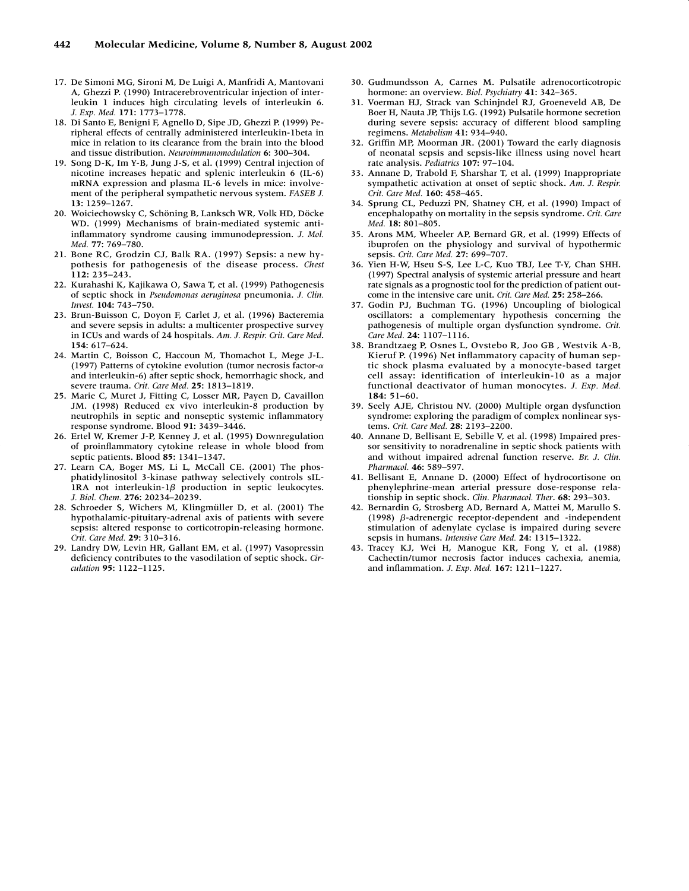17. De Simoni MG, Sironi M, De Luigi A, Manfridi A, Mantovani A, Ghezzi P. (1990) Intracerebroventricular injection of interleukin 1 induces high circulating levels of interleukin 6. *J. Exp. Med.* **171:** 1773–1778.
18. Di Santo E, Benigni F, Agnello D, Sipe JD, Ghezzi P. (1999) Peripheral effects of centrally administered interleukin-1beta in mice in relation to its clearance from the brain into the blood and tissue distribution. *Neuroimmunomodulation* **6:** 300–304.
19. Song D-K, Im Y-B, Jung J-S, et al. (1999) Central injection of nicotine increases hepatic and splenic interleukin 6 (IL-6) mRNA expression and plasma IL-6 levels in mice: involvement of the peripheral sympathetic nervous system. *FASEB J.* **13:** 1259–1267.
20. Woiciechowsky C, Schöning B, Lanksch WR, Volk HD, Döcke WD. (1999) Mechanisms of brain-mediated systemic anti-inflammatory syndrome causing immunodepression. *J. Mol. Med.* **77:** 769–780.
21. Bone RC, Grodzin CJ, Balk RA. (1997) Sepsis: a new hypothesis for pathogenesis of the disease process. *Chest* **112:** 235–243.
22. Kurahashi K, Kajikawa O, Sawa T, et al. (1999) Pathogenesis of septic shock in *Pseudomonas aeruginosa* pneumonia. *J. Clin. Invest.* **104:** 743–750.
23. Brun-Buisson C, Doyon F, Carlet J, et al. (1996) Bacteremia and severe sepsis in adults: a multicenter prospective survey in ICUs and wards of 24 hospitals. *Am. J. Respir. Crit. Care Med.* **154:** 617–624.
24. Martin C, Boisson C, Haccoun M, Thomachot L, Mege J-L. (1997) Patterns of cytokine evolution (tumor necrosis factor-$\alpha$ and interleukin-6) after septic shock, hemorrhagic shock, and severe trauma. *Crit. Care Med.* **25:** 1813–1819.
25. Marie C, Muret J, Fitting C, Losser MR, Payen D, Cavaillon JM. (1998) Reduced ex vivo interleukin-8 production by neutrophils in septic and nonseptic systemic inflammatory response syndrome. Blood **91:** 3439–3446.
26. Ertel W, Kremer J-P, Kenney J, et al. (1995) Downregulation of proinflammatory cytokine release in whole blood from septic patients. Blood **85:** 1341–1347.
27. Learn CA, Boger MS, Li L, McCall CE. (2001) The phosphatidylinositol 3-kinase pathway selectively controls sIL-1RA not interleukin-1$\beta$ production in septic leukocytes. *J. Biol. Chem.* **276:** 20234–20239.
28. Schroeder S, Wichers M, Klingmüller D, et al. (2001) The hypothalamic-pituitary-adrenal axis of patients with severe sepsis: altered response to corticotropin-releasing hormone. *Crit. Care Med.* **29:** 310–316.
29. Landry DW, Levin HR, Gallant EM, et al. (1997) Vasopressin deficiency contributes to the vasodilation of septic shock. *Circulation* **95:** 1122–1125.
30. Gudmundsson A, Carnes M. Pulsatile adrenocorticotropic hormone: an overview. *Biol. Psychiatry* **41:** 342–365.
31. Voerman HJ, Strack van Schinjndel RJ, Groeneveld AB, De Boer H, Nauta JP, Thijs LG. (1992) Pulsatile hormone secretion during severe sepsis: accuracy of different blood sampling regimens. *Metabolism* **41:** 934–940.
32. Griffin MP, Moorman JR. (2001) Toward the early diagnosis of neonatal sepsis and sepsis-like illness using novel heart rate analysis. *Pediatrics* **107:** 97–104.
33. Annane D, Trabold F, Sharshar T, et al. (1999) Inappropriate sympathetic activation at onset of septic shock. *Am. J. Respir. Crit. Care Med.* **160:** 458–465.
34. Sprung CL, Peduzzi PN, Shatney CH, et al. (1990) Impact of encephalopathy on mortality in the sepsis syndrome. *Crit. Care Med.* **18:** 801–805.
35. Arons MM, Wheeler AP, Bernard GR, et al. (1999) Effects of ibuprofen on the physiology and survival of hypothermic sepsis. *Crit. Care Med.* **27:** 699–707.
36. Yien H-W, Hseu S-S, Lee L-C, Kuo TBJ, Lee T-Y, Chan SHH. (1997) Spectral analysis of systemic arterial pressure and heart rate signals as a prognostic tool for the prediction of patient outcome in the intensive care unit. *Crit. Care Med.* **25:** 258–266.
37. Godin PJ, Buchman TG. (1996) Uncoupling of biological oscillators: a complementary hypothesis concerning the pathogenesis of multiple organ dysfunction syndrome. *Crit. Care Med.* **24:** 1107–1116.
38. Brandtzaeg P, Osnes L, Ovstebo R, Joo GB , Westvik A-B, Kieruf P. (1996) Net inflammatory capacity of human septic shock plasma evaluated by a monocyte-based target cell assay: identification of interleukin-10 as a major functional deactivator of human monocytes. *J. Exp. Med.* **184:** 51–60.
39. Seely AJE, Christou NV. (2000) Multiple organ dysfunction syndrome: exploring the paradigm of complex nonlinear systems. *Crit. Care Med.* **28:** 2193–2200.
40. Annane D, Bellisant E, Sebille V, et al. (1998) Impaired pressor sensitivity to noradrenaline in septic shock patients with and without impaired adrenal function reserve. *Br. J. Clin. Pharmacol.* **46:** 589–597.
41. Bellisant E, Annane D. (2000) Effect of hydrocortisone on phenylephrine-mean arterial pressure dose-response relationship in septic shock. *Clin. Pharmacol. Ther.* **68:** 293–303.
42. Bernardin G, Strosberg AD, Bernard A, Mattei M, Marullo S. (1998) $\beta$-adrenergic receptor-dependent and -independent stimulation of adenylate cyclase is impaired during severe sepsis in humans. *Intensive Care Med.* **24:** 1315–1322.
43. Tracey KJ, Wei H, Manogue KR, Fong Y, et al. (1988) Cachectin/tumor necrosis factor induces cachexia, anemia, and inflammation. *J. Exp. Med.* **167:** 1211–1227.